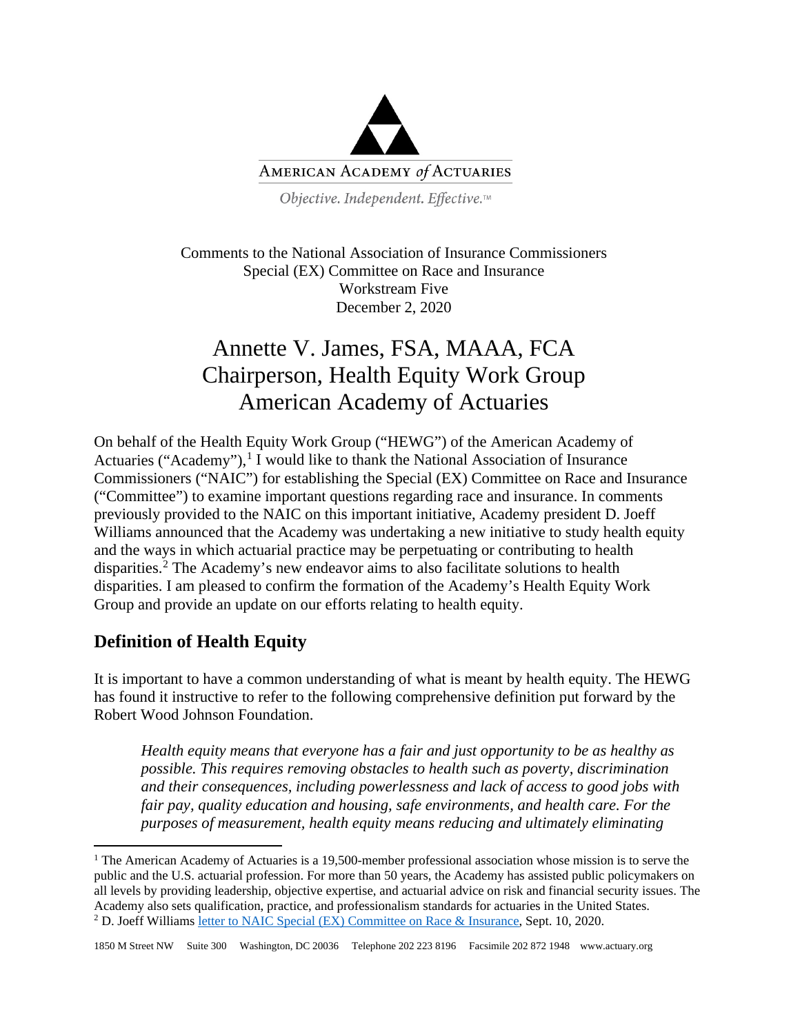AMERICAN ACADEMY *of* ACTUARIES

*Objective. Independent. Effective.*™

Comments to the National Association of Insurance Commissioners
Special (EX) Committee on Race and Insurance
Workstream Five
December 2, 2020

# Annette V. James, FSA, MAAA, FCA
# Chairperson, Health Equity Work Group
# American Academy of Actuaries

On behalf of the Health Equity Work Group ("HEWG") of the American Academy of Actuaries ("Academy"),[1] I would like to thank the National Association of Insurance Commissioners ("NAIC") for establishing the Special (EX) Committee on Race and Insurance ("Committee") to examine important questions regarding race and insurance. In comments previously provided to the NAIC on this important initiative, Academy president D. Joeff Williams announced that the Academy was undertaking a new initiative to study health equity and the ways in which actuarial practice may be perpetuating or contributing to health disparities.[2] The Academy's new endeavor aims to also facilitate solutions to health disparities. I am pleased to confirm the formation of the Academy's Health Equity Work Group and provide an update on our efforts relating to health equity.

## Definition of Health Equity

It is important to have a common understanding of what is meant by health equity. The HEWG has found it instructive to refer to the following comprehensive definition put forward by the Robert Wood Johnson Foundation.

> *Health equity means that everyone has a fair and just opportunity to be as healthy as possible. This requires removing obstacles to health such as poverty, discrimination and their consequences, including powerlessness and lack of access to good jobs with fair pay, quality education and housing, safe environments, and health care. For the purposes of measurement, health equity means reducing and ultimately eliminating*

---

[1] The American Academy of Actuaries is a 19,500-member professional association whose mission is to serve the public and the U.S. actuarial profession. For more than 50 years, the Academy has assisted public policymakers on all levels by providing leadership, objective expertise, and actuarial advice on risk and financial security issues. The Academy also sets qualification, practice, and professionalism standards for actuaries in the United States.

[2] D. Joeff Williams letter to NAIC Special (EX) Committee on Race & Insurance, Sept. 10, 2020.

1850 M Street NW Suite 300 Washington, DC 20036 Telephone 202 223 8196 Facsimile 202 872 1948 www.actuary.org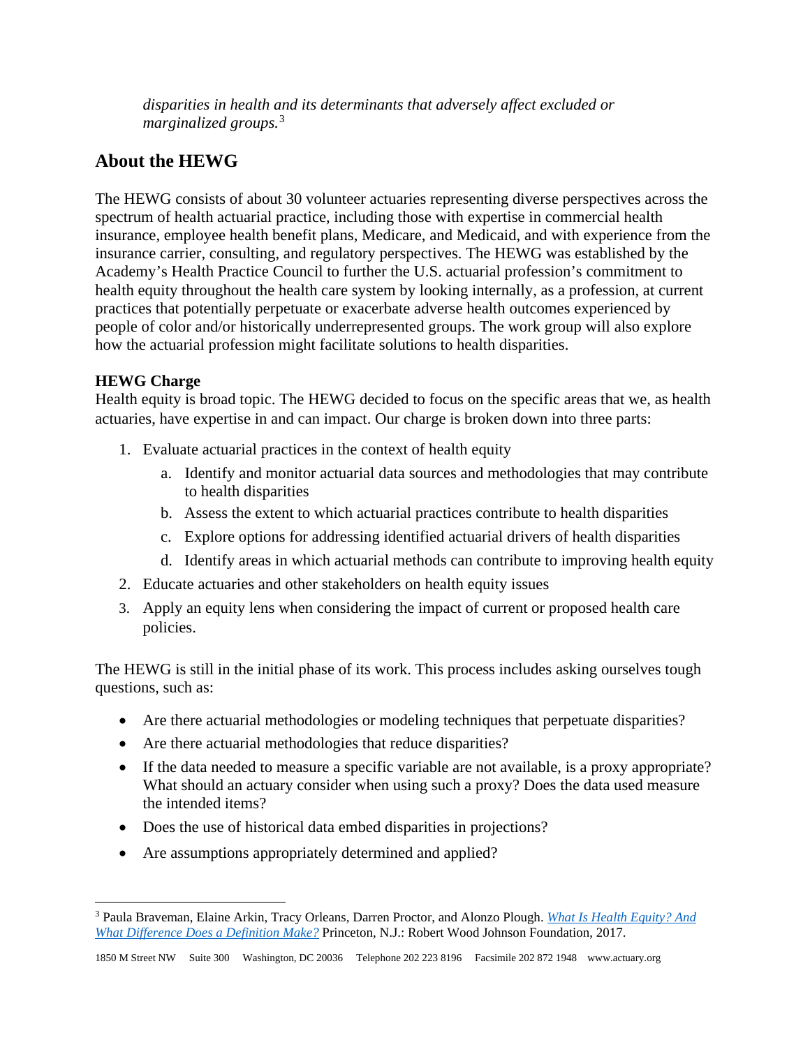*disparities in health and its determinants that adversely affect excluded or marginalized groups.*[3]

## About the HEWG

The HEWG consists of about 30 volunteer actuaries representing diverse perspectives across the spectrum of health actuarial practice, including those with expertise in commercial health insurance, employee health benefit plans, Medicare, and Medicaid, and with experience from the insurance carrier, consulting, and regulatory perspectives. The HEWG was established by the Academy's Health Practice Council to further the U.S. actuarial profession's commitment to health equity throughout the health care system by looking internally, as a profession, at current practices that potentially perpetuate or exacerbate adverse health outcomes experienced by people of color and/or historically underrepresented groups. The work group will also explore how the actuarial profession might facilitate solutions to health disparities.

### HEWG Charge

Health equity is broad topic. The HEWG decided to focus on the specific areas that we, as health actuaries, have expertise in and can impact. Our charge is broken down into three parts:

1. Evaluate actuarial practices in the context of health equity
   a. Identify and monitor actuarial data sources and methodologies that may contribute to health disparities
   b. Assess the extent to which actuarial practices contribute to health disparities
   c. Explore options for addressing identified actuarial drivers of health disparities
   d. Identify areas in which actuarial methods can contribute to improving health equity
2. Educate actuaries and other stakeholders on health equity issues
3. Apply an equity lens when considering the impact of current or proposed health care policies.

The HEWG is still in the initial phase of its work. This process includes asking ourselves tough questions, such as:

- Are there actuarial methodologies or modeling techniques that perpetuate disparities?
- Are there actuarial methodologies that reduce disparities?
- If the data needed to measure a specific variable are not available, is a proxy appropriate? What should an actuary consider when using such a proxy? Does the data used measure the intended items?
- Does the use of historical data embed disparities in projections?
- Are assumptions appropriately determined and applied?

---

[3] Paula Braveman, Elaine Arkin, Tracy Orleans, Darren Proctor, and Alonzo Plough. *What Is Health Equity? And What Difference Does a Definition Make?* Princeton, N.J.: Robert Wood Johnson Foundation, 2017.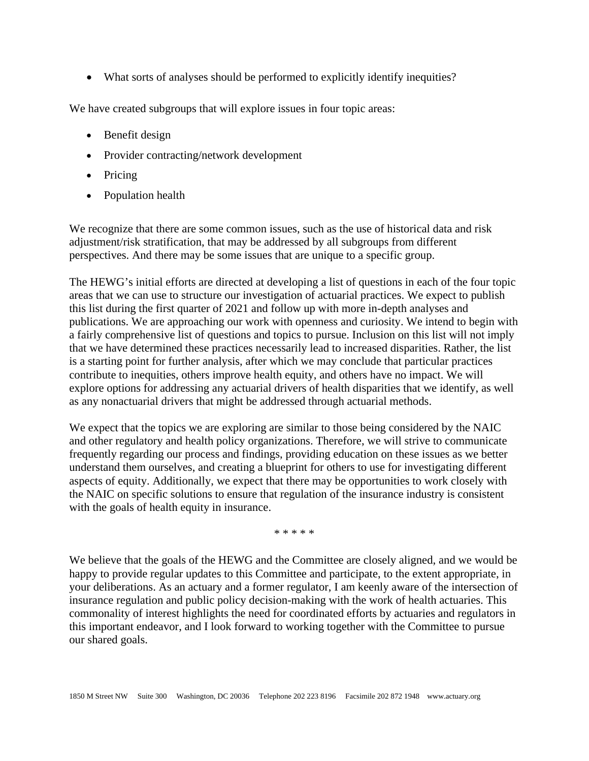- What sorts of analyses should be performed to explicitly identify inequities?

We have created subgroups that will explore issues in four topic areas:

- Benefit design
- Provider contracting/network development
- Pricing
- Population health

We recognize that there are some common issues, such as the use of historical data and risk adjustment/risk stratification, that may be addressed by all subgroups from different perspectives. And there may be some issues that are unique to a specific group.

The HEWG's initial efforts are directed at developing a list of questions in each of the four topic areas that we can use to structure our investigation of actuarial practices. We expect to publish this list during the first quarter of 2021 and follow up with more in-depth analyses and publications. We are approaching our work with openness and curiosity. We intend to begin with a fairly comprehensive list of questions and topics to pursue. Inclusion on this list will not imply that we have determined these practices necessarily lead to increased disparities. Rather, the list is a starting point for further analysis, after which we may conclude that particular practices contribute to inequities, others improve health equity, and others have no impact. We will explore options for addressing any actuarial drivers of health disparities that we identify, as well as any nonactuarial drivers that might be addressed through actuarial methods.

We expect that the topics we are exploring are similar to those being considered by the NAIC and other regulatory and health policy organizations. Therefore, we will strive to communicate frequently regarding our process and findings, providing education on these issues as we better understand them ourselves, and creating a blueprint for others to use for investigating different aspects of equity. Additionally, we expect that there may be opportunities to work closely with the NAIC on specific solutions to ensure that regulation of the insurance industry is consistent with the goals of health equity in insurance.

\* \* \* \* \*

We believe that the goals of the HEWG and the Committee are closely aligned, and we would be happy to provide regular updates to this Committee and participate, to the extent appropriate, in your deliberations. As an actuary and a former regulator, I am keenly aware of the intersection of insurance regulation and public policy decision-making with the work of health actuaries. This commonality of interest highlights the need for coordinated efforts by actuaries and regulators in this important endeavor, and I look forward to working together with the Committee to pursue our shared goals.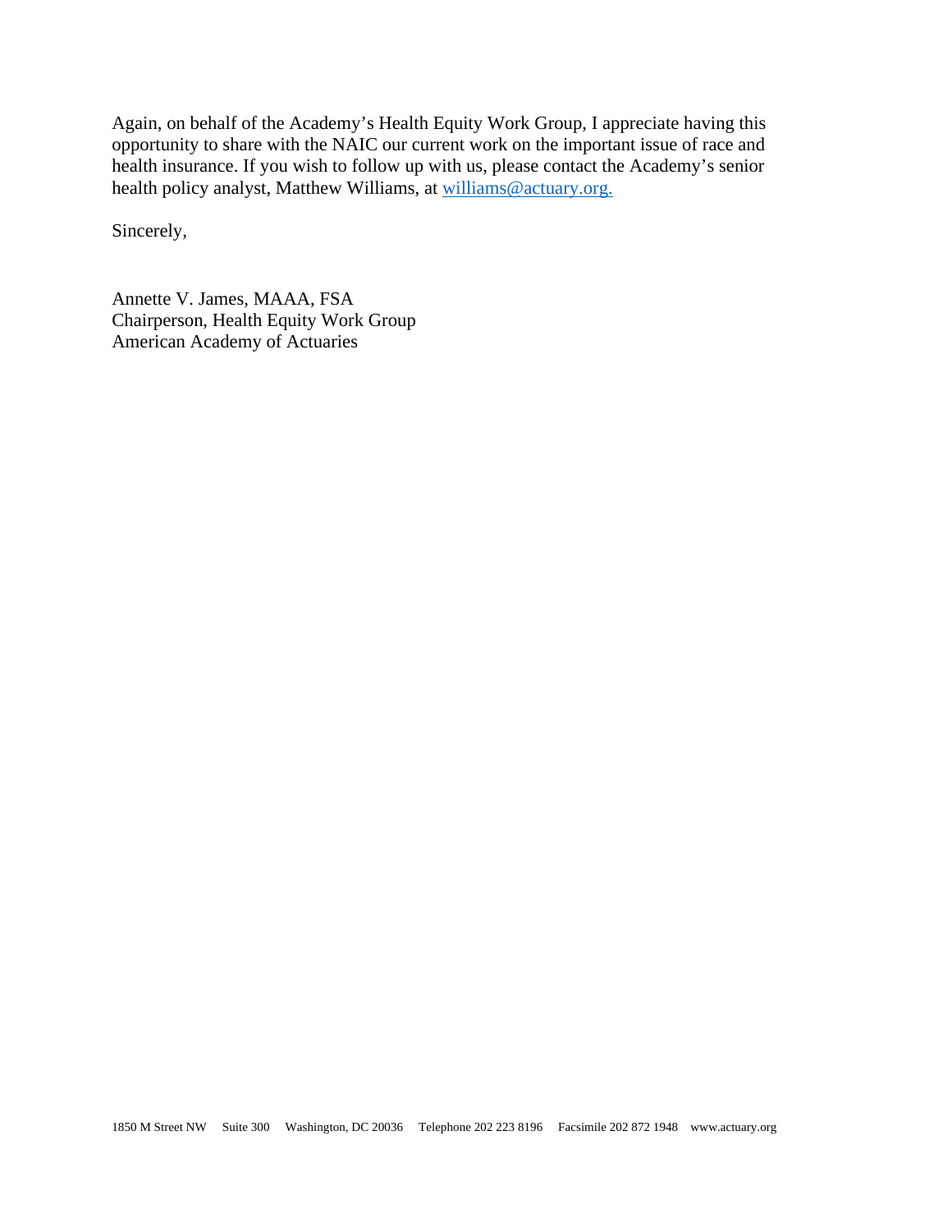Again, on behalf of the Academy's Health Equity Work Group, I appreciate having this opportunity to share with the NAIC our current work on the important issue of race and health insurance. If you wish to follow up with us, please contact the Academy's senior health policy analyst, Matthew Williams, at williams@actuary.org.

Sincerely,

Annette V. James, MAAA, FSA
Chairperson, Health Equity Work Group
American Academy of Actuaries

1850 M Street NW Suite 300 Washington, DC 20036 Telephone 202 223 8196 Facsimile 202 872 1948 www.actuary.org